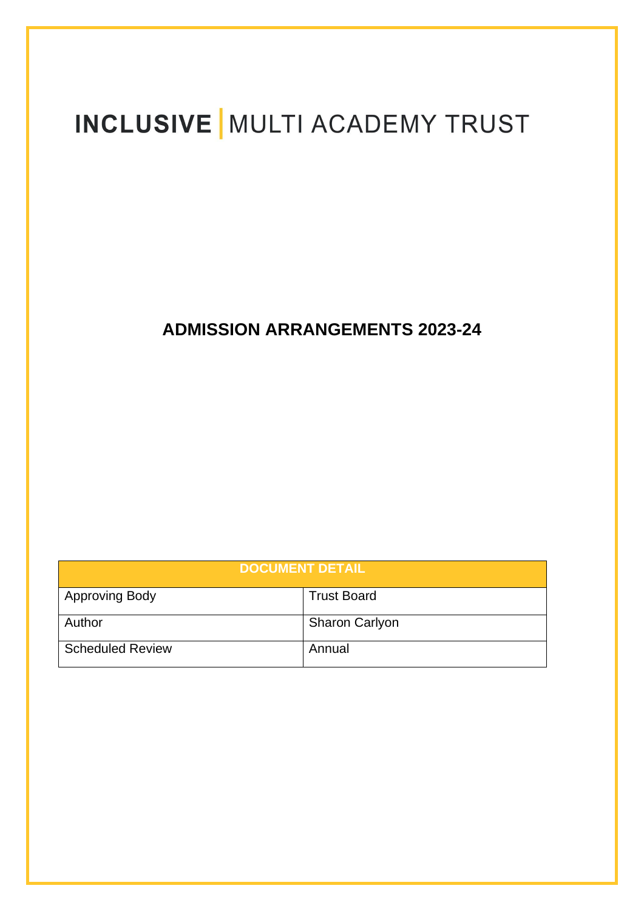**INCLUSIVE** | MULTI ACADEMY TRUST

# ADMISSION ARRANGEMENTS 2023-24

| DOCUMENT DETAIL | |
|---|---|
| Approving Body | Trust Board |
| Author | Sharon Carlyon |
| Scheduled Review | Annual |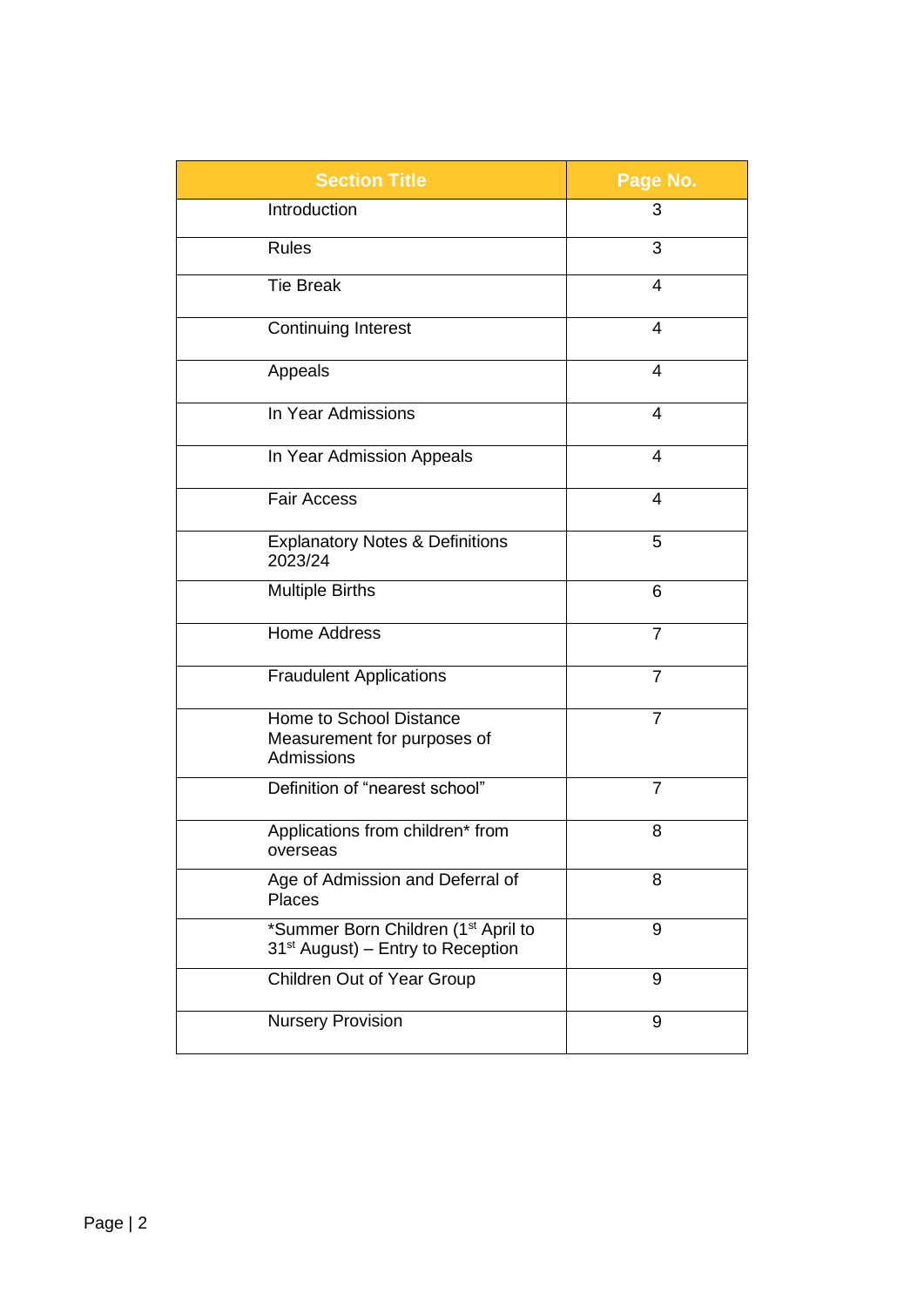| Section Title | Page No. |
| --- | --- |
| Introduction | 3 |
| Rules | 3 |
| Tie Break | 4 |
| Continuing Interest | 4 |
| Appeals | 4 |
| In Year Admissions | 4 |
| In Year Admission Appeals | 4 |
| Fair Access | 4 |
| Explanatory Notes & Definitions 2023/24 | 5 |
| Multiple Births | 6 |
| Home Address | 7 |
| Fraudulent Applications | 7 |
| Home to School Distance Measurement for purposes of Admissions | 7 |
| Definition of “nearest school” | 7 |
| Applications from children* from overseas | 8 |
| Age of Admission and Deferral of Places | 8 |
| *Summer Born Children (1st April to 31st August) – Entry to Reception | 9 |
| Children Out of Year Group | 9 |
| Nursery Provision | 9 |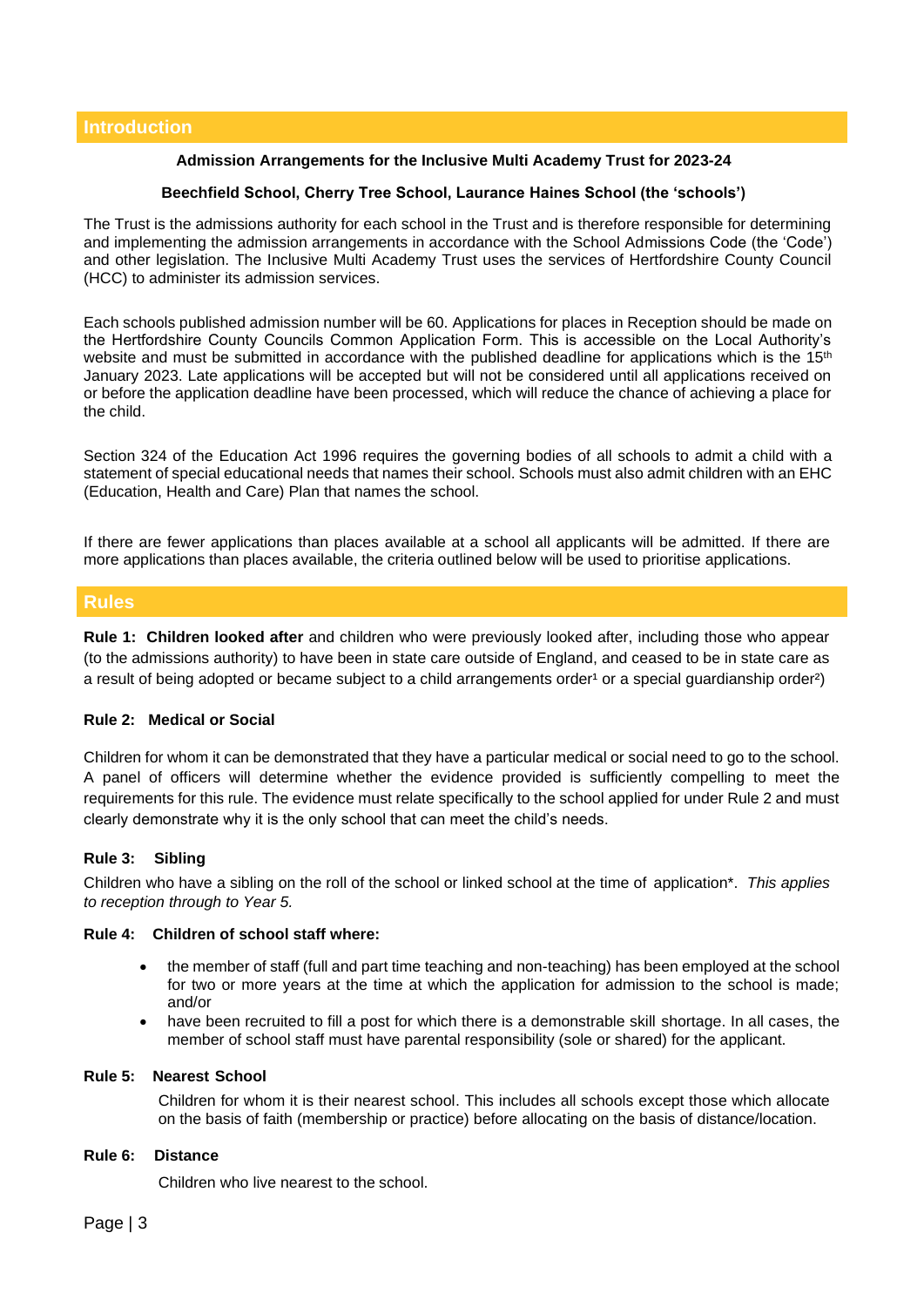## Introduction

**Admission Arrangements for the Inclusive Multi Academy Trust for 2023-24**

**Beechfield School, Cherry Tree School, Laurance Haines School (the 'schools')**

The Trust is the admissions authority for each school in the Trust and is therefore responsible for determining and implementing the admission arrangements in accordance with the School Admissions Code (the 'Code') and other legislation. The Inclusive Multi Academy Trust uses the services of Hertfordshire County Council (HCC) to administer its admission services.

Each schools published admission number will be 60. Applications for places in Reception should be made on the Hertfordshire County Councils Common Application Form. This is accessible on the Local Authority's website and must be submitted in accordance with the published deadline for applications which is the 15th January 2023. Late applications will be accepted but will not be considered until all applications received on or before the application deadline have been processed, which will reduce the chance of achieving a place for the child.

Section 324 of the Education Act 1996 requires the governing bodies of all schools to admit a child with a statement of special educational needs that names their school. Schools must also admit children with an EHC (Education, Health and Care) Plan that names the school.

If there are fewer applications than places available at a school all applicants will be admitted. If there are more applications than places available, the criteria outlined below will be used to prioritise applications.

## Rules

**Rule 1: Children looked after** and children who were previously looked after, including those who appear (to the admissions authority) to have been in state care outside of England, and ceased to be in state care as a result of being adopted or became subject to a child arrangements order[1] or a special guardianship order[2])

**Rule 2: Medical or Social**

Children for whom it can be demonstrated that they have a particular medical or social need to go to the school. A panel of officers will determine whether the evidence provided is sufficiently compelling to meet the requirements for this rule. The evidence must relate specifically to the school applied for under Rule 2 and must clearly demonstrate why it is the only school that can meet the child's needs.

**Rule 3: Sibling**

Children who have a sibling on the roll of the school or linked school at the time of application*. *This applies to reception through to Year 5.*

**Rule 4: Children of school staff where:**

- the member of staff (full and part time teaching and non-teaching) has been employed at the school for two or more years at the time at which the application for admission to the school is made; and/or
- have been recruited to fill a post for which there is a demonstrable skill shortage. In all cases, the member of school staff must have parental responsibility (sole or shared) for the applicant.

**Rule 5: Nearest School**

Children for whom it is their nearest school. This includes all schools except those which allocate on the basis of faith (membership or practice) before allocating on the basis of distance/location.

**Rule 6: Distance**

Children who live nearest to the school.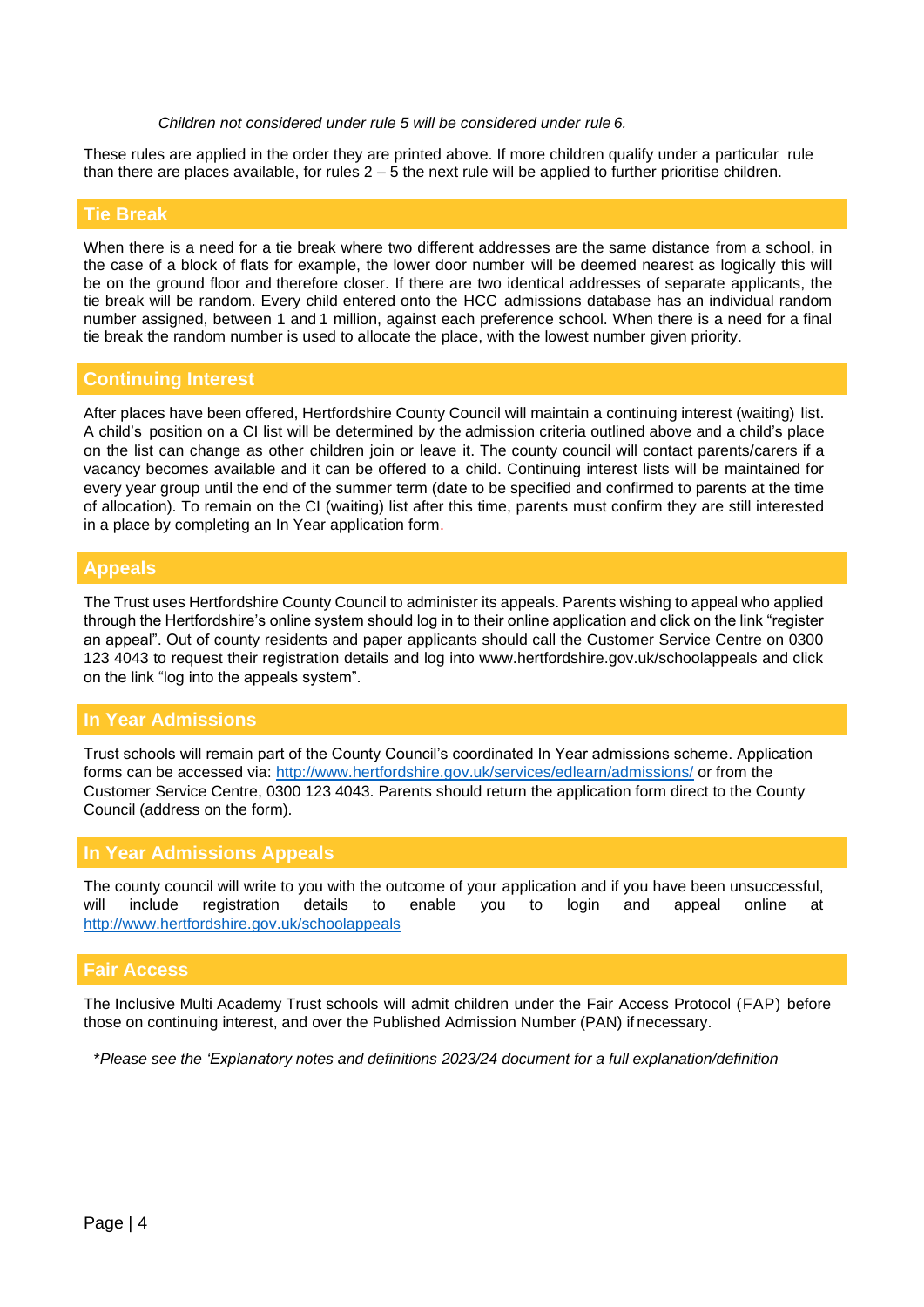*Children not considered under rule 5 will be considered under rule 6.*

These rules are applied in the order they are printed above. If more children qualify under a particular rule than there are places available, for rules 2 – 5 the next rule will be applied to further prioritise children.

## Tie Break

When there is a need for a tie break where two different addresses are the same distance from a school, in the case of a block of flats for example, the lower door number will be deemed nearest as logically this will be on the ground floor and therefore closer. If there are two identical addresses of separate applicants, the tie break will be random. Every child entered onto the HCC admissions database has an individual random number assigned, between 1 and 1 million, against each preference school. When there is a need for a final tie break the random number is used to allocate the place, with the lowest number given priority.

## Continuing Interest

After places have been offered, Hertfordshire County Council will maintain a continuing interest (waiting) list. A child's position on a CI list will be determined by the admission criteria outlined above and a child's place on the list can change as other children join or leave it. The county council will contact parents/carers if a vacancy becomes available and it can be offered to a child. Continuing interest lists will be maintained for every year group until the end of the summer term (date to be specified and confirmed to parents at the time of allocation). To remain on the CI (waiting) list after this time, parents must confirm they are still interested in a place by completing an In Year application form.

## Appeals

The Trust uses Hertfordshire County Council to administer its appeals. Parents wishing to appeal who applied through the Hertfordshire's online system should log in to their online application and click on the link "register an appeal". Out of county residents and paper applicants should call the Customer Service Centre on 0300 123 4043 to request their registration details and log into www.hertfordshire.gov.uk/schoolappeals and click on the link "log into the appeals system".

## In Year Admissions

Trust schools will remain part of the County Council's coordinated In Year admissions scheme. Application forms can be accessed via: http://www.hertfordshire.gov.uk/services/edlearn/admissions/ or from the Customer Service Centre, 0300 123 4043. Parents should return the application form direct to the County Council (address on the form).

## In Year Admissions Appeals

The county council will write to you with the outcome of your application and if you have been unsuccessful, will include registration details to enable you to login and appeal online at http://www.hertfordshire.gov.uk/schoolappeals

## Fair Access

The Inclusive Multi Academy Trust schools will admit children under the Fair Access Protocol (FAP) before those on continuing interest, and over the Published Admission Number (PAN) if necessary.

*\*Please see the 'Explanatory notes and definitions 2023/24 document for a full explanation/definition*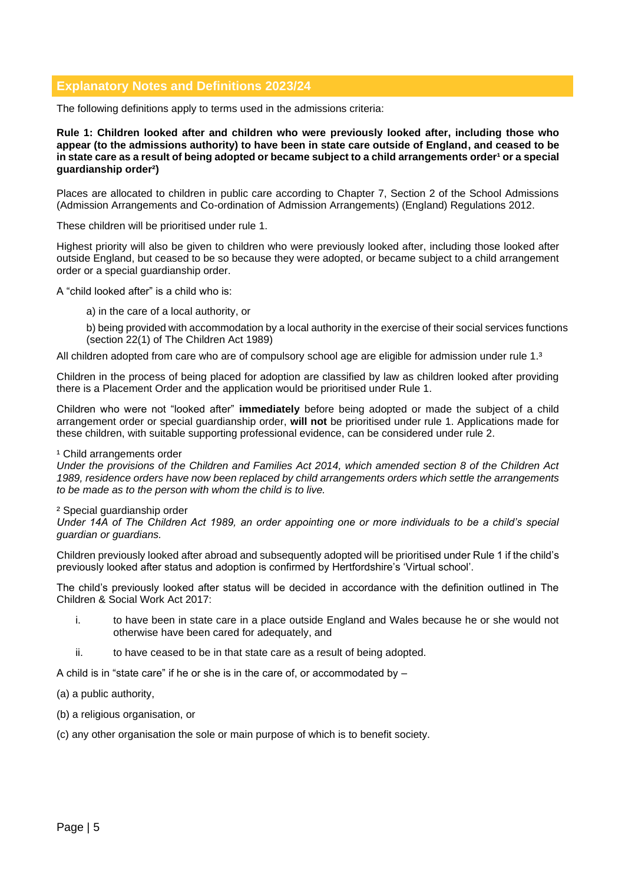## Explanatory Notes and Definitions 2023/24

The following definitions apply to terms used in the admissions criteria:

**Rule 1: Children looked after and children who were previously looked after, including those who appear (to the admissions authority) to have been in state care outside of England, and ceased to be in state care as a result of being adopted or became subject to a child arrangements order[1] or a special guardianship order[2])**

Places are allocated to children in public care according to Chapter 7, Section 2 of the School Admissions (Admission Arrangements and Co-ordination of Admission Arrangements) (England) Regulations 2012.

These children will be prioritised under rule 1.

Highest priority will also be given to children who were previously looked after, including those looked after outside England, but ceased to be so because they were adopted, or became subject to a child arrangement order or a special guardianship order.

A "child looked after" is a child who is:

a) in the care of a local authority, or

b) being provided with accommodation by a local authority in the exercise of their social services functions (section 22(1) of The Children Act 1989)

All children adopted from care who are of compulsory school age are eligible for admission under rule 1.[3]

Children in the process of being placed for adoption are classified by law as children looked after providing there is a Placement Order and the application would be prioritised under Rule 1.

Children who were not "looked after" **immediately** before being adopted or made the subject of a child arrangement order or special guardianship order, **will not** be prioritised under rule 1. Applications made for these children, with suitable supporting professional evidence, can be considered under rule 2.

[1] Child arrangements order
*Under the provisions of the Children and Families Act 2014, which amended section 8 of the Children Act 1989, residence orders have now been replaced by child arrangements orders which settle the arrangements to be made as to the person with whom the child is to live.*

[2] Special guardianship order
*Under 14A of The Children Act 1989, an order appointing one or more individuals to be a child's special guardian or guardians.*

Children previously looked after abroad and subsequently adopted will be prioritised under Rule 1 if the child's previously looked after status and adoption is confirmed by Hertfordshire's 'Virtual school'.

The child's previously looked after status will be decided in accordance with the definition outlined in The Children & Social Work Act 2017:

i. to have been in state care in a place outside England and Wales because he or she would not otherwise have been cared for adequately, and

ii. to have ceased to be in that state care as a result of being adopted.

A child is in "state care" if he or she is in the care of, or accommodated by –

(a) a public authority,

(b) a religious organisation, or

(c) any other organisation the sole or main purpose of which is to benefit society.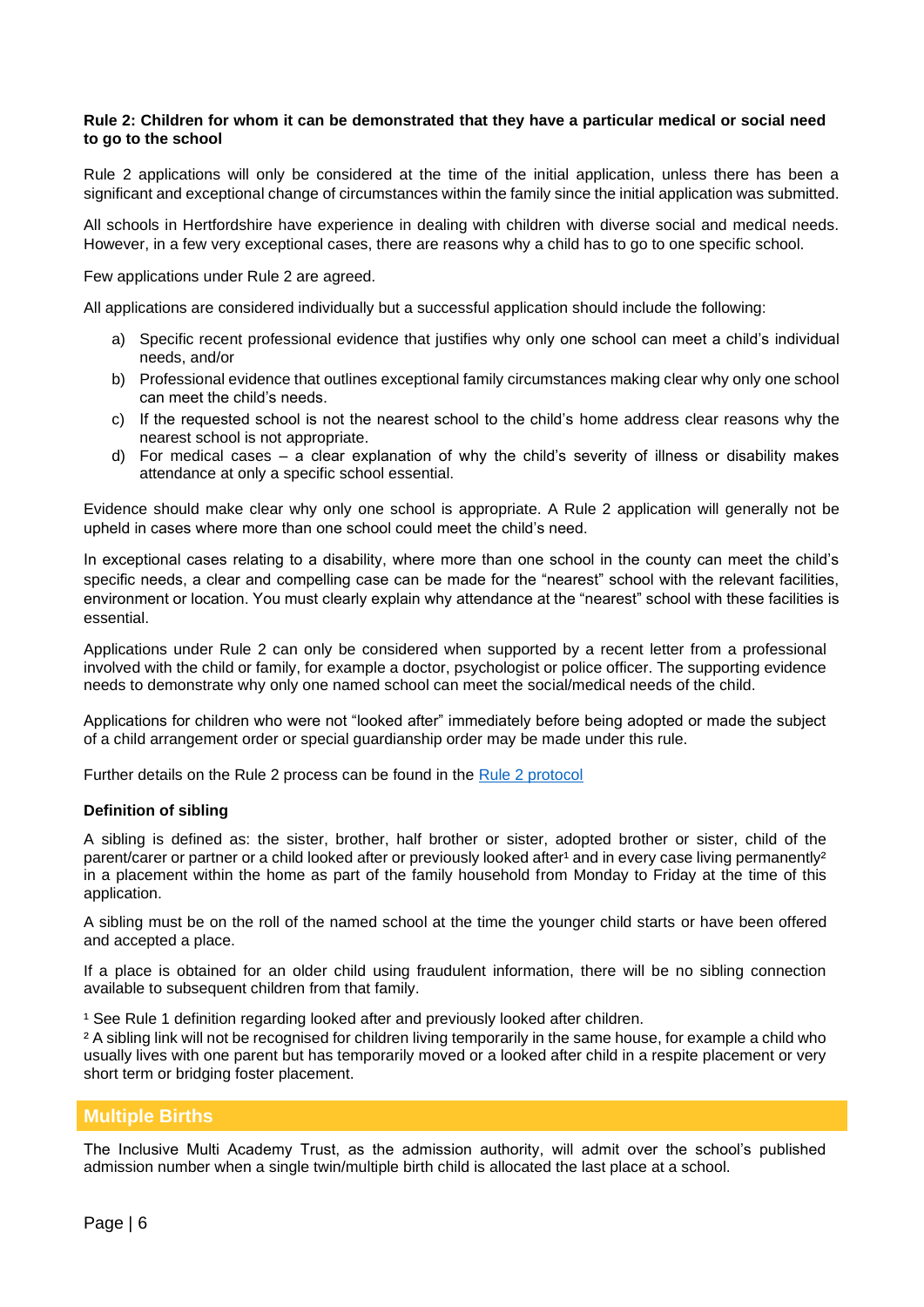**Rule 2: Children for whom it can be demonstrated that they have a particular medical or social need to go to the school**

Rule 2 applications will only be considered at the time of the initial application, unless there has been a significant and exceptional change of circumstances within the family since the initial application was submitted.

All schools in Hertfordshire have experience in dealing with children with diverse social and medical needs. However, in a few very exceptional cases, there are reasons why a child has to go to one specific school.

Few applications under Rule 2 are agreed.

All applications are considered individually but a successful application should include the following:

a) Specific recent professional evidence that justifies why only one school can meet a child's individual needs, and/or
b) Professional evidence that outlines exceptional family circumstances making clear why only one school can meet the child's needs.
c) If the requested school is not the nearest school to the child's home address clear reasons why the nearest school is not appropriate.
d) For medical cases – a clear explanation of why the child's severity of illness or disability makes attendance at only a specific school essential.

Evidence should make clear why only one school is appropriate. A Rule 2 application will generally not be upheld in cases where more than one school could meet the child's need.

In exceptional cases relating to a disability, where more than one school in the county can meet the child's specific needs, a clear and compelling case can be made for the "nearest" school with the relevant facilities, environment or location. You must clearly explain why attendance at the "nearest" school with these facilities is essential.

Applications under Rule 2 can only be considered when supported by a recent letter from a professional involved with the child or family, for example a doctor, psychologist or police officer. The supporting evidence needs to demonstrate why only one named school can meet the social/medical needs of the child.

Applications for children who were not "looked after" immediately before being adopted or made the subject of a child arrangement order or special guardianship order may be made under this rule.

Further details on the Rule 2 process can be found in the Rule 2 protocol

**Definition of sibling**

A sibling is defined as: the sister, brother, half brother or sister, adopted brother or sister, child of the parent/carer or partner or a child looked after or previously looked after[1] and in every case living permanently[2] in a placement within the home as part of the family household from Monday to Friday at the time of this application.

A sibling must be on the roll of the named school at the time the younger child starts or have been offered and accepted a place.

If a place is obtained for an older child using fraudulent information, there will be no sibling connection available to subsequent children from that family.

[1] See Rule 1 definition regarding looked after and previously looked after children.
[2] A sibling link will not be recognised for children living temporarily in the same house, for example a child who usually lives with one parent but has temporarily moved or a looked after child in a respite placement or very short term or bridging foster placement.

## Multiple Births

The Inclusive Multi Academy Trust, as the admission authority, will admit over the school's published admission number when a single twin/multiple birth child is allocated the last place at a school.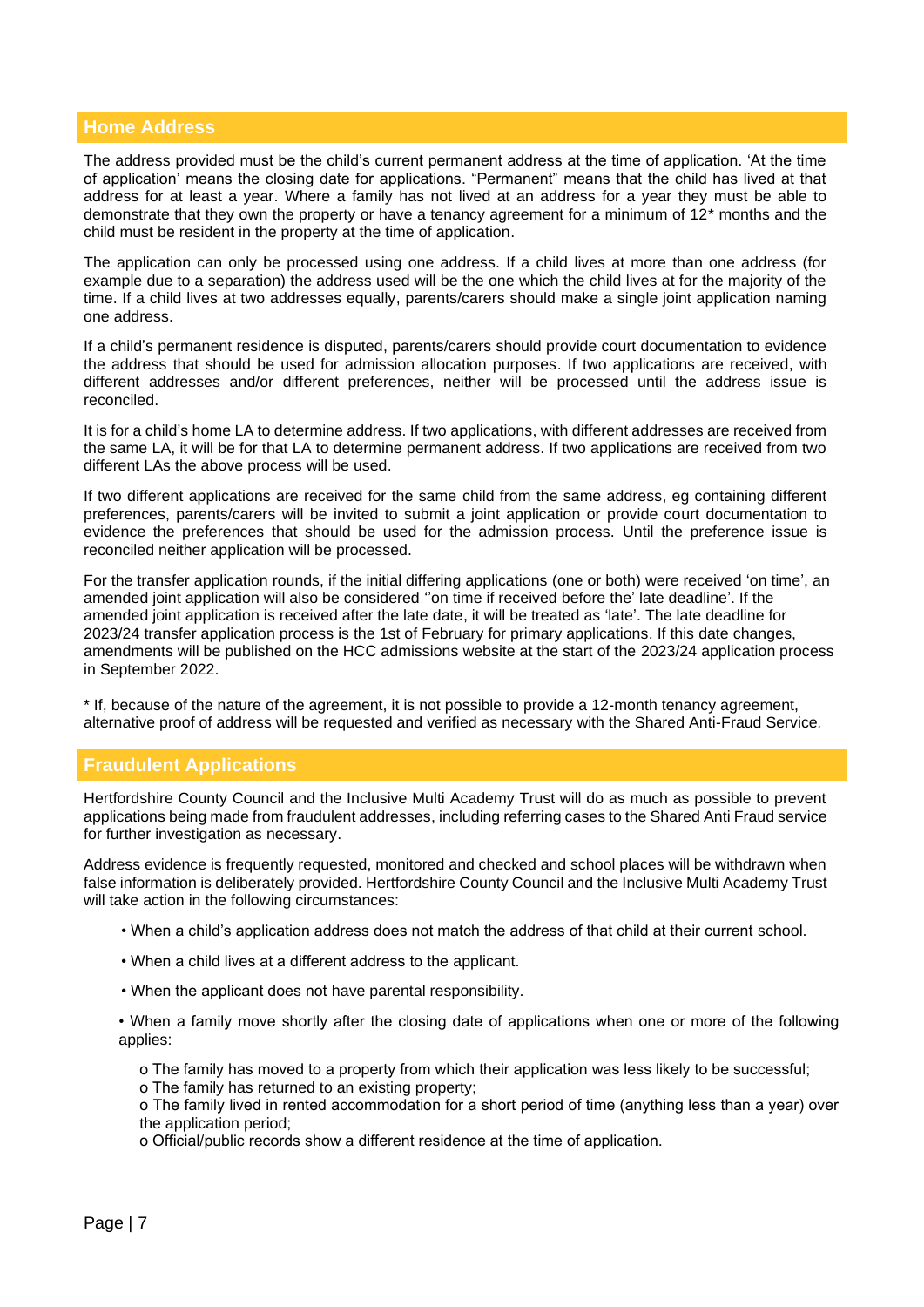## Home Address

The address provided must be the child's current permanent address at the time of application. 'At the time of application' means the closing date for applications. "Permanent" means that the child has lived at that address for at least a year. Where a family has not lived at an address for a year they must be able to demonstrate that they own the property or have a tenancy agreement for a minimum of 12* months and the child must be resident in the property at the time of application.

The application can only be processed using one address. If a child lives at more than one address (for example due to a separation) the address used will be the one which the child lives at for the majority of the time. If a child lives at two addresses equally, parents/carers should make a single joint application naming one address.

If a child's permanent residence is disputed, parents/carers should provide court documentation to evidence the address that should be used for admission allocation purposes. If two applications are received, with different addresses and/or different preferences, neither will be processed until the address issue is reconciled.

It is for a child's home LA to determine address. If two applications, with different addresses are received from the same LA, it will be for that LA to determine permanent address. If two applications are received from two different LAs the above process will be used.

If two different applications are received for the same child from the same address, eg containing different preferences, parents/carers will be invited to submit a joint application or provide court documentation to evidence the preferences that should be used for the admission process. Until the preference issue is reconciled neither application will be processed.

For the transfer application rounds, if the initial differing applications (one or both) were received 'on time', an amended joint application will also be considered ''on time if received before the' late deadline'. If the amended joint application is received after the late date, it will be treated as 'late'. The late deadline for 2023/24 transfer application process is the 1st of February for primary applications. If this date changes, amendments will be published on the HCC admissions website at the start of the 2023/24 application process in September 2022.

* If, because of the nature of the agreement, it is not possible to provide a 12-month tenancy agreement, alternative proof of address will be requested and verified as necessary with the Shared Anti-Fraud Service.

## Fraudulent Applications

Hertfordshire County Council and the Inclusive Multi Academy Trust will do as much as possible to prevent applications being made from fraudulent addresses, including referring cases to the Shared Anti Fraud service for further investigation as necessary.

Address evidence is frequently requested, monitored and checked and school places will be withdrawn when false information is deliberately provided. Hertfordshire County Council and the Inclusive Multi Academy Trust will take action in the following circumstances:

- When a child's application address does not match the address of that child at their current school.
- When a child lives at a different address to the applicant.
- When the applicant does not have parental responsibility.
- When a family move shortly after the closing date of applications when one or more of the following applies:
  - The family has moved to a property from which their application was less likely to be successful;
  - The family has returned to an existing property;
  - The family lived in rented accommodation for a short period of time (anything less than a year) over the application period;
  - Official/public records show a different residence at the time of application.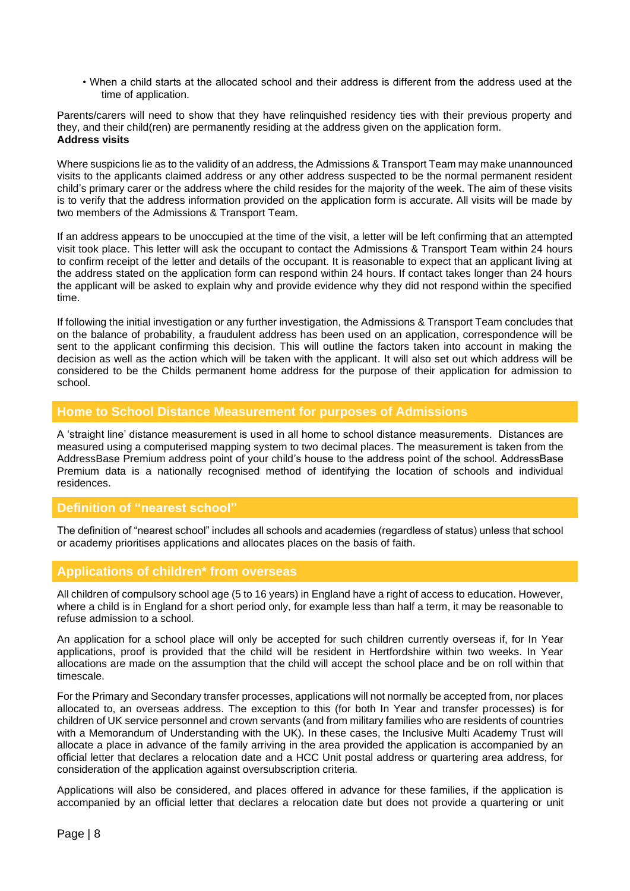- When a child starts at the allocated school and their address is different from the address used at the time of application.

Parents/carers will need to show that they have relinquished residency ties with their previous property and they, and their child(ren) are permanently residing at the address given on the application form.

**Address visits**

Where suspicions lie as to the validity of an address, the Admissions & Transport Team may make unannounced visits to the applicants claimed address or any other address suspected to be the normal permanent resident child's primary carer or the address where the child resides for the majority of the week. The aim of these visits is to verify that the address information provided on the application form is accurate. All visits will be made by two members of the Admissions & Transport Team.

If an address appears to be unoccupied at the time of the visit, a letter will be left confirming that an attempted visit took place. This letter will ask the occupant to contact the Admissions & Transport Team within 24 hours to confirm receipt of the letter and details of the occupant. It is reasonable to expect that an applicant living at the address stated on the application form can respond within 24 hours. If contact takes longer than 24 hours the applicant will be asked to explain why and provide evidence why they did not respond within the specified time.

If following the initial investigation or any further investigation, the Admissions & Transport Team concludes that on the balance of probability, a fraudulent address has been used on an application, correspondence will be sent to the applicant confirming this decision. This will outline the factors taken into account in making the decision as well as the action which will be taken with the applicant. It will also set out which address will be considered to be the Childs permanent home address for the purpose of their application for admission to school.

## Home to School Distance Measurement for purposes of Admissions

A 'straight line' distance measurement is used in all home to school distance measurements. Distances are measured using a computerised mapping system to two decimal places. The measurement is taken from the AddressBase Premium address point of your child's house to the address point of the school. AddressBase Premium data is a nationally recognised method of identifying the location of schools and individual residences.

## Definition of "nearest school"

The definition of "nearest school" includes all schools and academies (regardless of status) unless that school or academy prioritises applications and allocates places on the basis of faith.

## Applications of children* from overseas

All children of compulsory school age (5 to 16 years) in England have a right of access to education. However, where a child is in England for a short period only, for example less than half a term, it may be reasonable to refuse admission to a school.

An application for a school place will only be accepted for such children currently overseas if, for In Year applications, proof is provided that the child will be resident in Hertfordshire within two weeks. In Year allocations are made on the assumption that the child will accept the school place and be on roll within that timescale.

For the Primary and Secondary transfer processes, applications will not normally be accepted from, nor places allocated to, an overseas address. The exception to this (for both In Year and transfer processes) is for children of UK service personnel and crown servants (and from military families who are residents of countries with a Memorandum of Understanding with the UK). In these cases, the Inclusive Multi Academy Trust will allocate a place in advance of the family arriving in the area provided the application is accompanied by an official letter that declares a relocation date and a HCC Unit postal address or quartering area address, for consideration of the application against oversubscription criteria.

Applications will also be considered, and places offered in advance for these families, if the application is accompanied by an official letter that declares a relocation date but does not provide a quartering or unit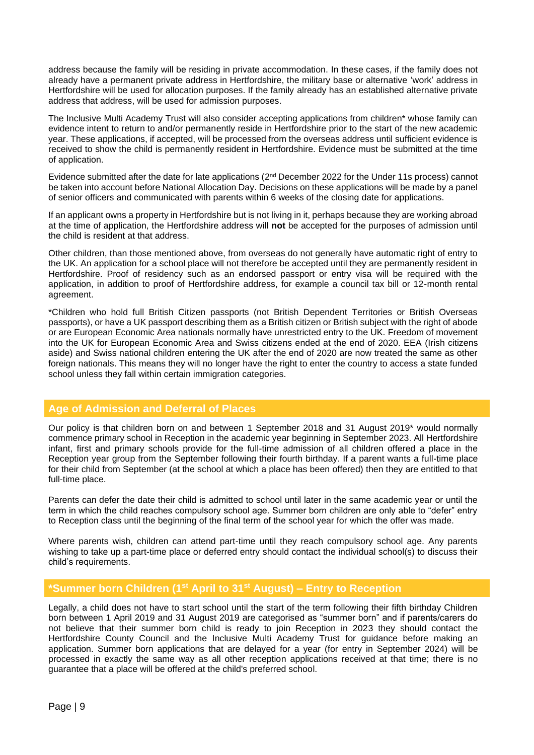address because the family will be residing in private accommodation. In these cases, if the family does not already have a permanent private address in Hertfordshire, the military base or alternative 'work' address in Hertfordshire will be used for allocation purposes. If the family already has an established alternative private address that address, will be used for admission purposes.

The Inclusive Multi Academy Trust will also consider accepting applications from children* whose family can evidence intent to return to and/or permanently reside in Hertfordshire prior to the start of the new academic year. These applications, if accepted, will be processed from the overseas address until sufficient evidence is received to show the child is permanently resident in Hertfordshire. Evidence must be submitted at the time of application.

Evidence submitted after the date for late applications (2nd December 2022 for the Under 11s process) cannot be taken into account before National Allocation Day. Decisions on these applications will be made by a panel of senior officers and communicated with parents within 6 weeks of the closing date for applications.

If an applicant owns a property in Hertfordshire but is not living in it, perhaps because they are working abroad at the time of application, the Hertfordshire address will **not** be accepted for the purposes of admission until the child is resident at that address.

Other children, than those mentioned above, from overseas do not generally have automatic right of entry to the UK. An application for a school place will not therefore be accepted until they are permanently resident in Hertfordshire. Proof of residency such as an endorsed passport or entry visa will be required with the application, in addition to proof of Hertfordshire address, for example a council tax bill or 12-month rental agreement.

*Children who hold full British Citizen passports (not British Dependent Territories or British Overseas passports), or have a UK passport describing them as a British citizen or British subject with the right of abode or are European Economic Area nationals normally have unrestricted entry to the UK. Freedom of movement into the UK for European Economic Area and Swiss citizens ended at the end of 2020. EEA (Irish citizens aside) and Swiss national children entering the UK after the end of 2020 are now treated the same as other foreign nationals. This means they will no longer have the right to enter the country to access a state funded school unless they fall within certain immigration categories.

## Age of Admission and Deferral of Places

Our policy is that children born on and between 1 September 2018 and 31 August 2019* would normally commence primary school in Reception in the academic year beginning in September 2023. All Hertfordshire infant, first and primary schools provide for the full-time admission of all children offered a place in the Reception year group from the September following their fourth birthday. If a parent wants a full-time place for their child from September (at the school at which a place has been offered) then they are entitled to that full-time place.

Parents can defer the date their child is admitted to school until later in the same academic year or until the term in which the child reaches compulsory school age. Summer born children are only able to "defer" entry to Reception class until the beginning of the final term of the school year for which the offer was made.

Where parents wish, children can attend part-time until they reach compulsory school age. Any parents wishing to take up a part-time place or deferred entry should contact the individual school(s) to discuss their child's requirements.

## *Summer born Children (1st April to 31st August) – Entry to Reception

Legally, a child does not have to start school until the start of the term following their fifth birthday Children born between 1 April 2019 and 31 August 2019 are categorised as "summer born" and if parents/carers do not believe that their summer born child is ready to join Reception in 2023 they should contact the Hertfordshire County Council and the Inclusive Multi Academy Trust for guidance before making an application. Summer born applications that are delayed for a year (for entry in September 2024) will be processed in exactly the same way as all other reception applications received at that time; there is no guarantee that a place will be offered at the child's preferred school.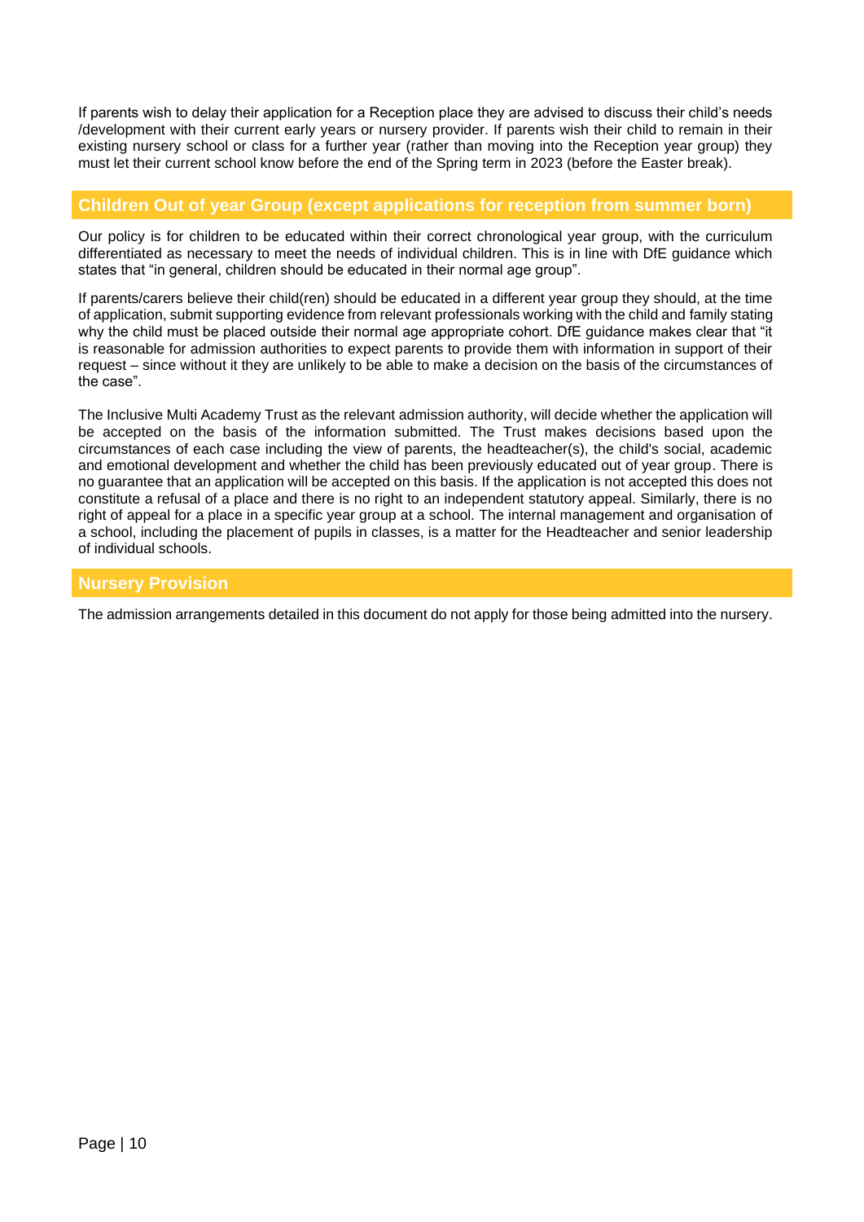If parents wish to delay their application for a Reception place they are advised to discuss their child's needs /development with their current early years or nursery provider. If parents wish their child to remain in their existing nursery school or class for a further year (rather than moving into the Reception year group) they must let their current school know before the end of the Spring term in 2023 (before the Easter break).

## Children Out of year Group (except applications for reception from summer born)

Our policy is for children to be educated within their correct chronological year group, with the curriculum differentiated as necessary to meet the needs of individual children. This is in line with DfE guidance which states that "in general, children should be educated in their normal age group".

If parents/carers believe their child(ren) should be educated in a different year group they should, at the time of application, submit supporting evidence from relevant professionals working with the child and family stating why the child must be placed outside their normal age appropriate cohort. DfE guidance makes clear that "it is reasonable for admission authorities to expect parents to provide them with information in support of their request – since without it they are unlikely to be able to make a decision on the basis of the circumstances of the case".

The Inclusive Multi Academy Trust as the relevant admission authority, will decide whether the application will be accepted on the basis of the information submitted. The Trust makes decisions based upon the circumstances of each case including the view of parents, the headteacher(s), the child's social, academic and emotional development and whether the child has been previously educated out of year group. There is no guarantee that an application will be accepted on this basis. If the application is not accepted this does not constitute a refusal of a place and there is no right to an independent statutory appeal. Similarly, there is no right of appeal for a place in a specific year group at a school. The internal management and organisation of a school, including the placement of pupils in classes, is a matter for the Headteacher and senior leadership of individual schools.

## Nursery Provision

The admission arrangements detailed in this document do not apply for those being admitted into the nursery.